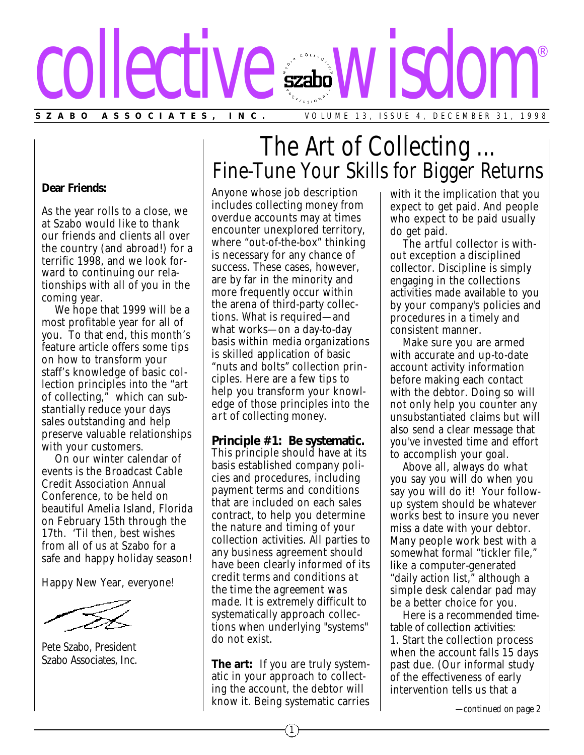# collective wisdom®

**SZABO ASSOCIATES, INC.** VOLUME 13, ISSUE 4, DECEMBER 31, 1998

**Dear Friends:**

As the year rolls to a close, we at Szabo would like to thank our friends and clients all over the country (and abroad!) for a terrific 1998, and we look forward to continuing our relationships with all of you in the coming year.

We hope that 1999 will be a most profitable year for all of you. To that end, this month's feature article offers some tips on how to transform your staff's knowledge of basic collection principles into the "art of collecting," which can substantially reduce your days sales outstanding and help preserve valuable relationships with your customers.

On our winter calendar of events is the Broadcast Cable Credit Association Annual Conference, to be held on beautiful Amelia Island, Florida on February 15th through the 17th. 'Til then, best wishes from all of us at Szabo for a safe and happy holiday season!

Happy New Year, everyone!

Pete Szabo, President
Szabo Associates, Inc.

## The Art of Collecting ...
## Fine-Tune Your Skills for Bigger Returns

Anyone whose job description includes collecting money from overdue accounts may at times encounter unexplored territory, where "out-of-the-box" thinking is necessary for any chance of success. These cases, however, are by far in the minority and more frequently occur within the arena of third-party collections. What is required—and what works—on a day-to-day basis within media organizations is skilled application of basic "nuts and bolts" collection principles. Here are a few tips to help you transform your knowledge of those principles into the *art* of collecting money.

**Principle #1: Be systematic.** This principle should have at its basis established company policies and procedures, including payment terms and conditions that are included on each sales contract, to help you determine the nature and timing of your collection activities. All parties to any business agreement should have been clearly informed of its credit terms and conditions *at the time the agreement was made*. It is extremely difficult to systematically approach collections when underlying "systems" do not exist.

**The art:** If you are truly systematic in your approach to collecting the account, the debtor will know it. Being systematic carries with it the implication that you expect to get paid. And people who expect to be paid usually do get paid.

The *artful* collector is without exception a disciplined collector. Discipline is simply engaging in the collections activities made available to you by your company's policies and procedures in a timely and consistent manner.

Make sure you are armed with accurate and up-to-date account activity information before making each contact with the debtor. Doing so will not only help you counter any unsubstantiated claims but will also send a clear message that you've invested time and effort to accomplish your goal.

Above all, *always do what you say you will do when you say you will do it!* Your follow-up system should be whatever works best to insure you never miss a date with your debtor. Many people work best with a somewhat formal "tickler file," like a computer-generated "daily action list," although a simple desk calendar pad may be a better choice for you.

Here is a recommended timetable of collection activities:

1. Start the collection process when the account falls 15 days past due. (Our informal study of the effectiveness of early intervention tells us that a

*—continued on page 2*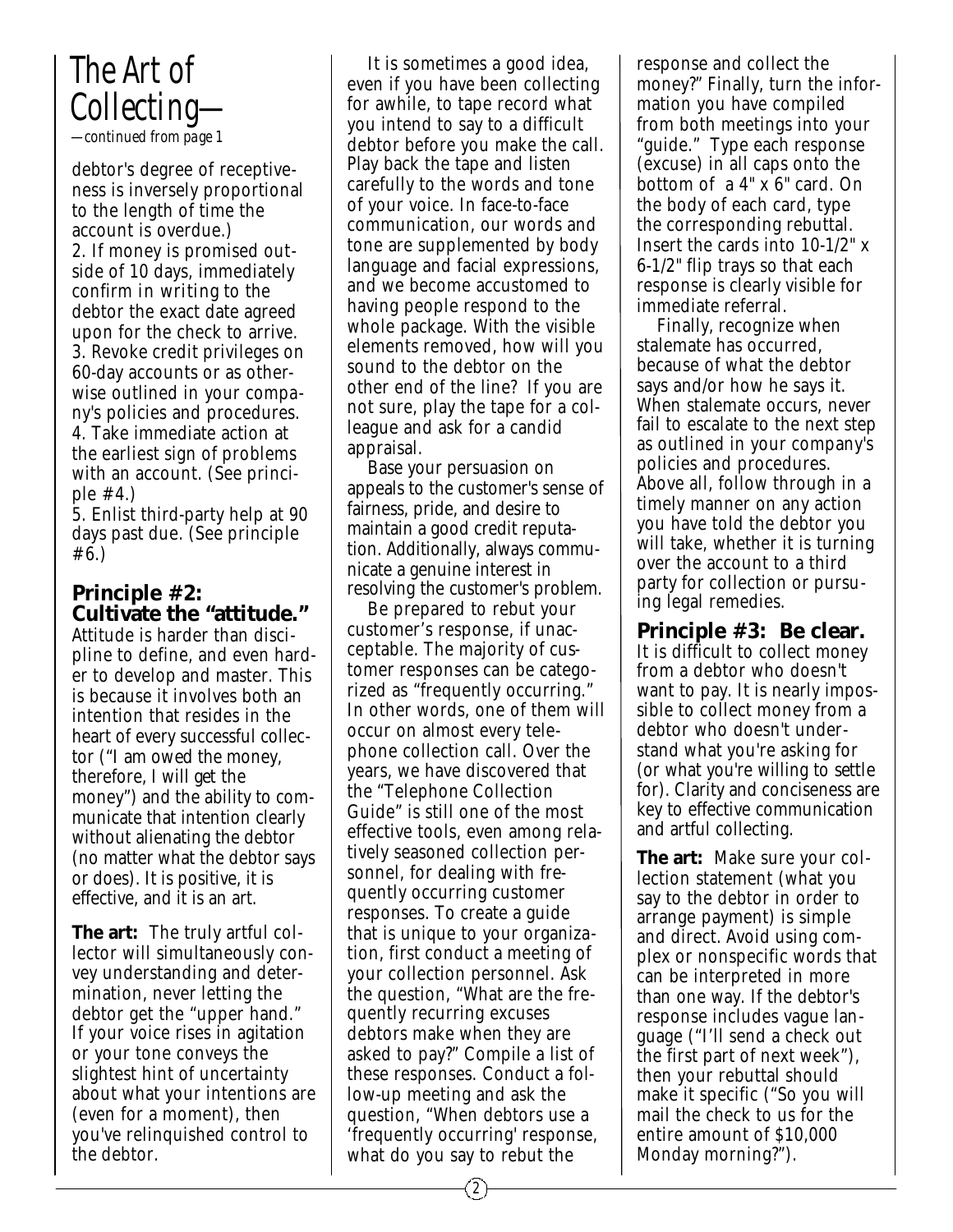# The Art of Collecting—

*—continued from page 1*

debtor's degree of receptiveness is inversely proportional to the length of time the account is overdue.)

2. If money is promised outside of 10 days, immediately confirm in writing to the debtor the exact date agreed upon for the check to arrive.
3. Revoke credit privileges on 60-day accounts or as otherwise outlined in your company's policies and procedures.
4. Take immediate action at the earliest sign of problems with an account. (See principle #4.)
5. Enlist third-party help at 90 days past due. (See principle #6.)

## Principle #2: Cultivate the "attitude."

Attitude is harder than discipline to define, and even harder to develop and master. This is because it involves both an intention that resides in the heart of every successful collector ("I am owed the money, therefore, I will *get* the money") and the ability to communicate that intention clearly without alienating the debtor (no matter what the debtor says or does). It is positive, it is effective, and it is an art.

**The art:** The truly artful collector will simultaneously convey understanding and determination, never letting the debtor get the "upper hand." If your voice rises in agitation or your tone conveys the slightest hint of uncertainty about what your intentions are (even for a moment), then you've relinquished control to the debtor.

It is sometimes a good idea, even if you have been collecting for awhile, to tape record what you intend to say to a difficult debtor before you make the call. Play back the tape and listen carefully to the words and tone of your voice. In face-to-face communication, our words and tone are supplemented by body language and facial expressions, and we become accustomed to having people respond to the whole package. With the visible elements removed, how will you sound to the debtor on the other end of the line? If you are not sure, play the tape for a colleague and ask for a candid appraisal.

Base your persuasion on appeals to the customer's sense of fairness, pride, and desire to maintain a good credit reputation. Additionally, always communicate a genuine interest in resolving the customer's problem.

Be prepared to rebut your customer's response, if unacceptable. The majority of customer responses can be categorized as "frequently occurring." In other words, one of them will occur on almost every telephone collection call. Over the years, we have discovered that the "Telephone Collection Guide" is still one of the most effective tools, even among relatively seasoned collection personnel, for dealing with frequently occurring customer responses. To create a guide that is unique to your organization, first conduct a meeting of your collection personnel. Ask the question, "What are the frequently recurring excuses debtors make when they are asked to pay?" Compile a list of these responses. Conduct a follow-up meeting and ask the question, "When debtors use a 'frequently occurring' response, what do you say to rebut the response and collect the money?" Finally, turn the information you have compiled from both meetings into your "guide." Type each response (excuse) in all caps onto the bottom of a 4" x 6" card. On the body of each card, type the corresponding rebuttal. Insert the cards into 10-1/2" x 6-1/2" flip trays so that each response is clearly visible for immediate referral.

Finally, recognize when stalemate has occurred, because of what the debtor says and/or how he says it. When stalemate occurs, never fail to escalate to the next step as outlined in your company's policies and procedures. Above all, follow through in a timely manner on any action you have told the debtor you will take, whether it is turning over the account to a third party for collection or pursuing legal remedies.

## Principle #3: Be clear.

It is difficult to collect money from a debtor who doesn't want to pay. It is nearly impossible to collect money from a debtor who doesn't understand what you're asking for (or what you're willing to settle for). Clarity and conciseness are key to effective communication and artful collecting.

**The art:** Make sure your collection statement (what you say to the debtor in order to arrange payment) is simple and direct. Avoid using complex or nonspecific words that can be interpreted in more than one way. If the debtor's response includes vague language ("I'll send a check out the first part of next week"), then your rebuttal should make it specific ("So you will mail the check to us for the entire amount of $10,000 Monday morning?").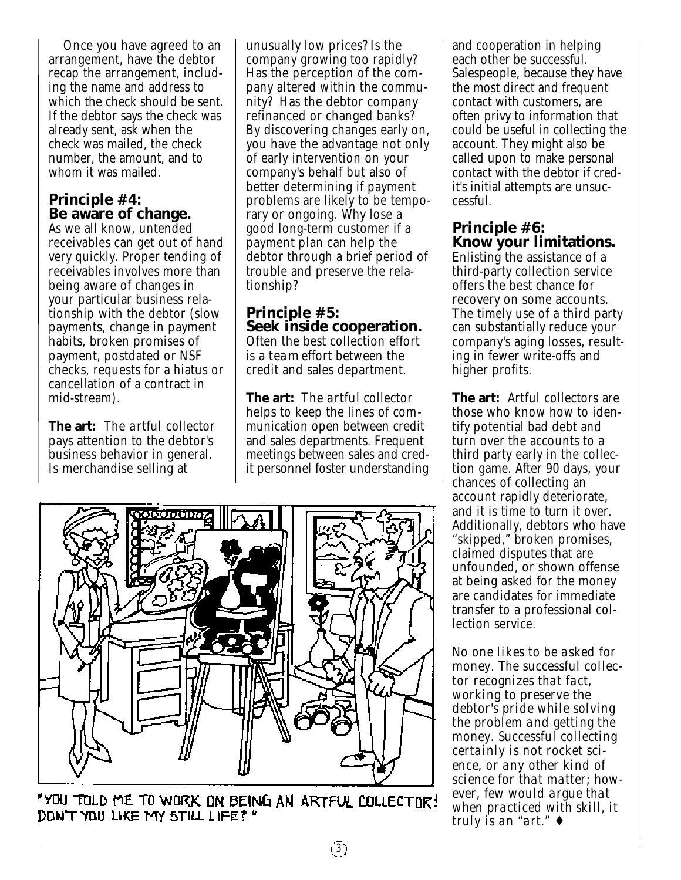Once you have agreed to an arrangement, have the debtor recap the arrangement, including the name and address to which the check should be sent. If the debtor says the check was already sent, ask when the check was mailed, the check number, the amount, and to whom it was mailed.

## Principle #4: Be aware of change.

As we all know, untended receivables can get out of hand very quickly. Proper tending of receivables involves more than being aware of changes in your particular business relationship with the debtor (slow payments, change in payment habits, broken promises of payment, postdated or NSF checks, requests for a hiatus or cancellation of a contract in mid-stream).

**The art:** *The artful collector pays attention to the debtor's business behavior in general. Is merchandise selling at unusually low prices? Is the company growing too rapidly? Has the perception of the company altered within the community? Has the debtor company refinanced or changed banks? By discovering changes early on, you have the advantage not only of early intervention on your company's behalf but also of better determining if payment problems are likely to be temporary or ongoing. Why lose a good long-term customer if a payment plan can help the debtor through a brief period of trouble and preserve the relationship?*

## Principle #5: Seek inside cooperation.

Often the best collection effort is a team effort between the credit and sales department.

**The art:** *The artful collector helps to keep the lines of communication open between credit and sales departments. Frequent meetings between sales and credit personnel foster understanding and cooperation in helping each other be successful. Salespeople, because they have the most direct and frequent contact with customers, are often privy to information that could be useful in collecting the account. They might also be called upon to make personal contact with the debtor if credit's initial attempts are unsuccessful.*

"YOU TOLD ME TO WORK ON BEING AN ARTFUL COLLECTOR! DON'T YOU LIKE MY STILL LIFE?"

## Principle #6: Know your limitations.

Enlisting the assistance of a third-party collection service offers the best chance for recovery on some accounts. The timely use of a third party can substantially reduce your company's aging losses, resulting in fewer write-offs and higher profits.

**The art:** *Artful collectors are those who know how to identify potential bad debt and turn over the accounts to a third party early in the collection game. After 90 days, your chances of collecting an account rapidly deteriorate, and it is time to turn it over. Additionally, debtors who have "skipped," broken promises, claimed disputes that are unfounded, or shown offense at being asked for the money are candidates for immediate transfer to a professional collection service.*

*No one likes to be asked for money. The successful collector recognizes that fact, working to preserve the debtor's pride while solving the problem and getting the money. Successful collecting certainly is not rocket science, or any other kind of science for that matter; however, few would argue that when practiced with skill, it truly is an "art."* ♦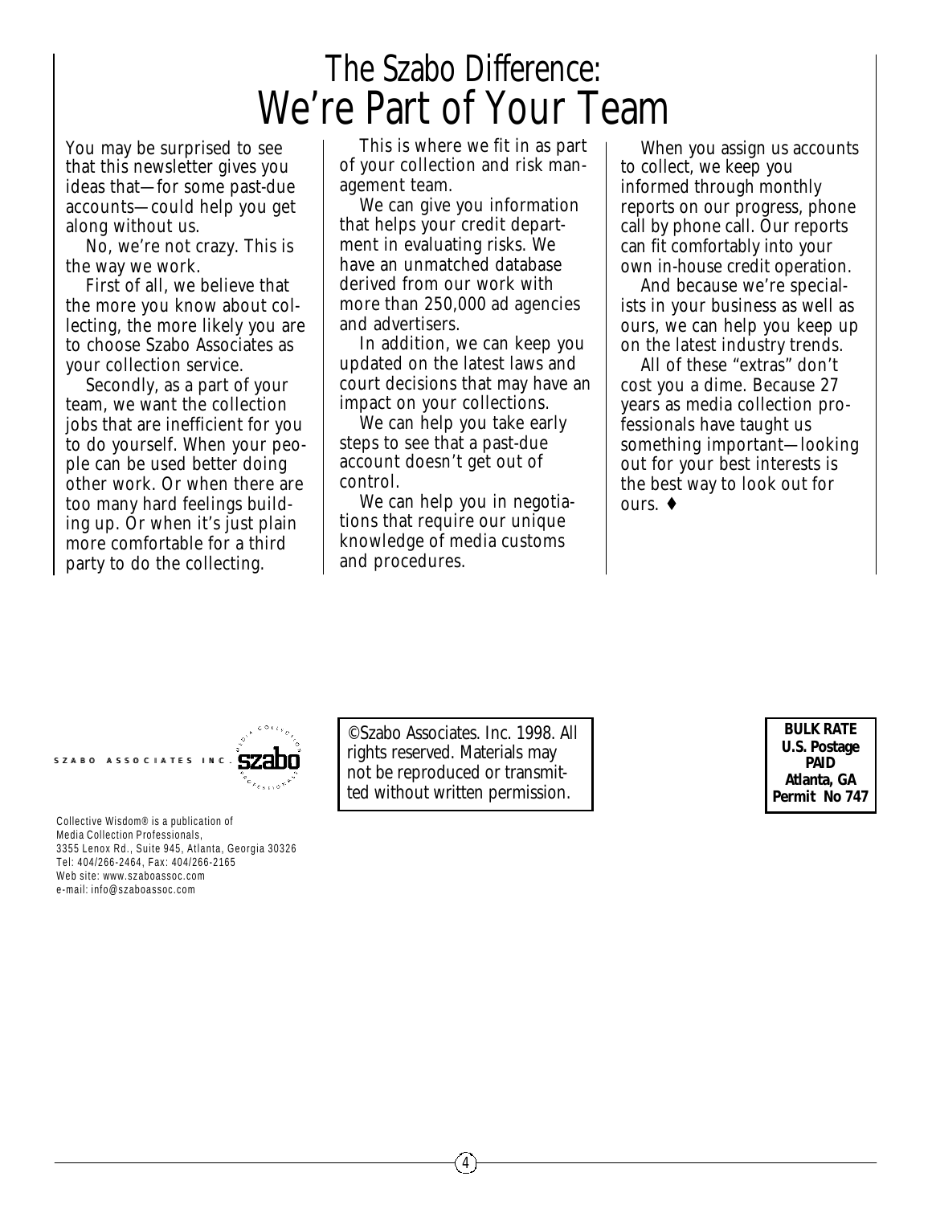# The Szabo Difference:
# We're Part of Your Team

You may be surprised to see that this newsletter gives you ideas that—for some past-due accounts—could help you get along without us.

No, we're not crazy. This is the way we work.

First of all, we believe that the more you know about collecting, the more likely you are to choose Szabo Associates as your collection service.

Secondly, as a part of your team, we want the collection jobs that are inefficient for you to do yourself. When your people can be used better doing other work. Or when there are too many hard feelings building up. Or when it's just plain more comfortable for a third party to do the collecting.

This is where we fit in as part of your collection and risk management team.

We can give you information that helps your credit department in evaluating risks. We have an unmatched database derived from our work with more than 250,000 ad agencies and advertisers.

In addition, we can keep you updated on the latest laws and court decisions that may have an impact on your collections.

We can help you take early steps to see that a past-due account doesn't get out of control.

We can help you in negotiations that require our unique knowledge of media customs and procedures.

When you assign us accounts to collect, we keep you informed through monthly reports on our progress, phone call by phone call. Our reports can fit comfortably into your own in-house credit operation.

And because we're specialists in your business as well as ours, we can help you keep up on the latest industry trends.

All of these "extras" don't cost you a dime. Because 27 years as media collection professionals have taught us something important—looking out for your best interests is the best way to look out for ours. ♦

SZABO ASSOCIATES INC. szabo MEDIA COLLECTION PROFESSIONALS

Collective Wisdom® is a publication of
Media Collection Professionals,
3355 Lenox Rd., Suite 945, Atlanta, Georgia 30326
Tel: 404/266-2464, Fax: 404/266-2165
Web site: www.szaboassoc.com
e-mail: info@szaboassoc.com

©Szabo Associates. Inc. 1998. All rights reserved. Materials may not be reproduced or transmitted without written permission.

**BULK RATE**
**U.S. Postage**
**PAID**
**Atlanta, GA**
**Permit No 747**